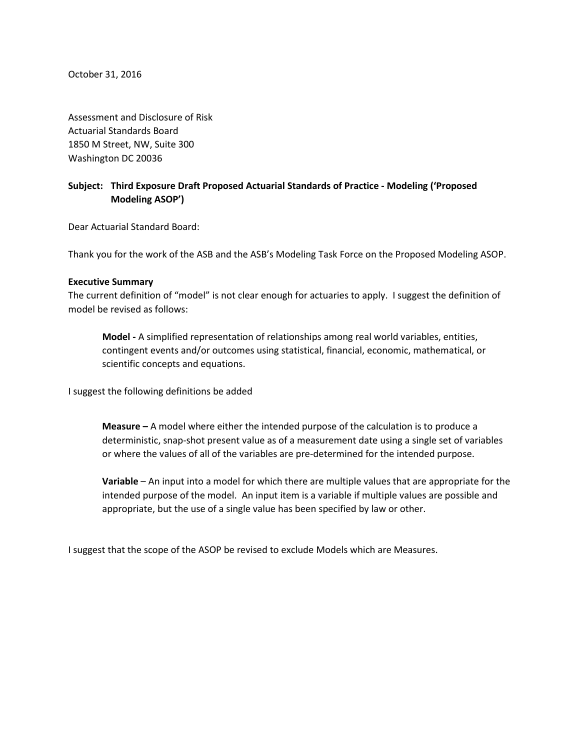October 31, 2016

Assessment and Disclosure of Risk
Actuarial Standards Board
1850 M Street, NW, Suite 300
Washington DC 20036

**Subject: Third Exposure Draft Proposed Actuarial Standards of Practice - Modeling ('Proposed Modeling ASOP')**

Dear Actuarial Standard Board:

Thank you for the work of the ASB and the ASB's Modeling Task Force on the Proposed Modeling ASOP.

**Executive Summary**

The current definition of "model" is not clear enough for actuaries to apply. I suggest the definition of model be revised as follows:

> **Model -** A simplified representation of relationships among real world variables, entities, contingent events and/or outcomes using statistical, financial, economic, mathematical, or scientific concepts and equations.

I suggest the following definitions be added

> **Measure –** A model where either the intended purpose of the calculation is to produce a deterministic, snap-shot present value as of a measurement date using a single set of variables or where the values of all of the variables are pre-determined for the intended purpose.
>
> **Variable** – An input into a model for which there are multiple values that are appropriate for the intended purpose of the model. An input item is a variable if multiple values are possible and appropriate, but the use of a single value has been specified by law or other.

I suggest that the scope of the ASOP be revised to exclude Models which are Measures.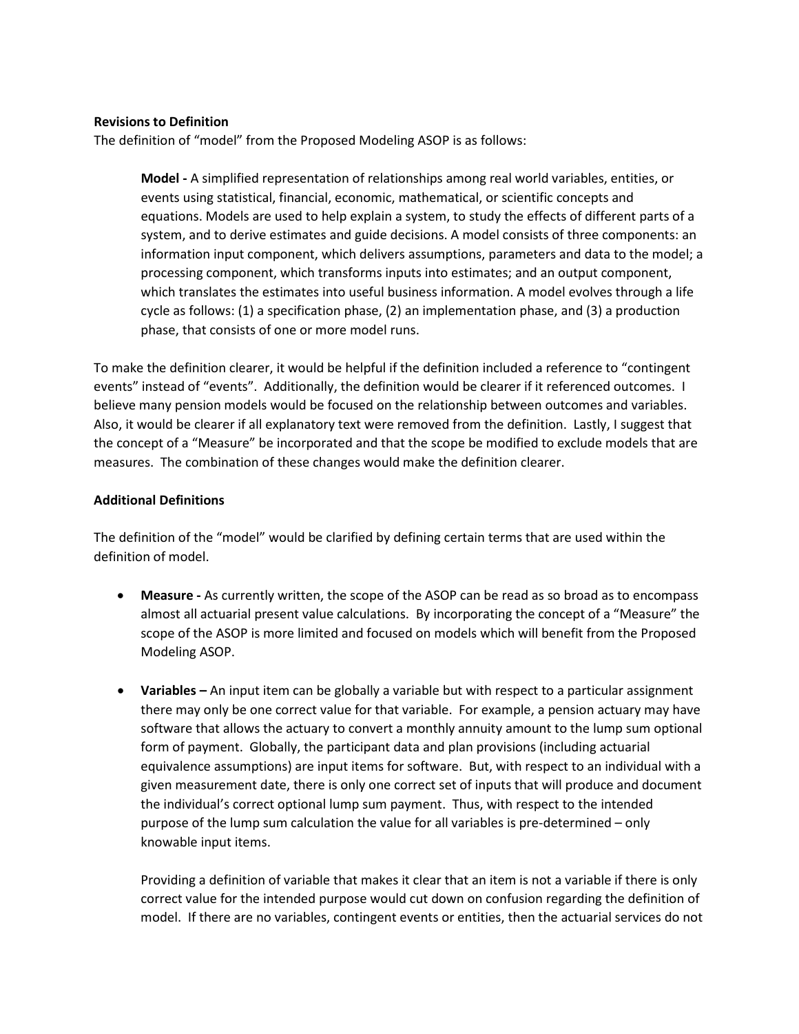**Revisions to Definition**

The definition of "model" from the Proposed Modeling ASOP is as follows:

> **Model -** A simplified representation of relationships among real world variables, entities, or events using statistical, financial, economic, mathematical, or scientific concepts and equations. Models are used to help explain a system, to study the effects of different parts of a system, and to derive estimates and guide decisions. A model consists of three components: an information input component, which delivers assumptions, parameters and data to the model; a processing component, which transforms inputs into estimates; and an output component, which translates the estimates into useful business information. A model evolves through a life cycle as follows: (1) a specification phase, (2) an implementation phase, and (3) a production phase, that consists of one or more model runs.

To make the definition clearer, it would be helpful if the definition included a reference to "contingent events" instead of "events". Additionally, the definition would be clearer if it referenced outcomes. I believe many pension models would be focused on the relationship between outcomes and variables. Also, it would be clearer if all explanatory text were removed from the definition. Lastly, I suggest that the concept of a "Measure" be incorporated and that the scope be modified to exclude models that are measures. The combination of these changes would make the definition clearer.

**Additional Definitions**

The definition of the "model" would be clarified by defining certain terms that are used within the definition of model.

- **Measure -** As currently written, the scope of the ASOP can be read as so broad as to encompass almost all actuarial present value calculations. By incorporating the concept of a "Measure" the scope of the ASOP is more limited and focused on models which will benefit from the Proposed Modeling ASOP.

- **Variables –** An input item can be globally a variable but with respect to a particular assignment there may only be one correct value for that variable. For example, a pension actuary may have software that allows the actuary to convert a monthly annuity amount to the lump sum optional form of payment. Globally, the participant data and plan provisions (including actuarial equivalence assumptions) are input items for software. But, with respect to an individual with a given measurement date, there is only one correct set of inputs that will produce and document the individual's correct optional lump sum payment. Thus, with respect to the intended purpose of the lump sum calculation the value for all variables is pre-determined – only knowable input items.

  Providing a definition of variable that makes it clear that an item is not a variable if there is only correct value for the intended purpose would cut down on confusion regarding the definition of model. If there are no variables, contingent events or entities, then the actuarial services do not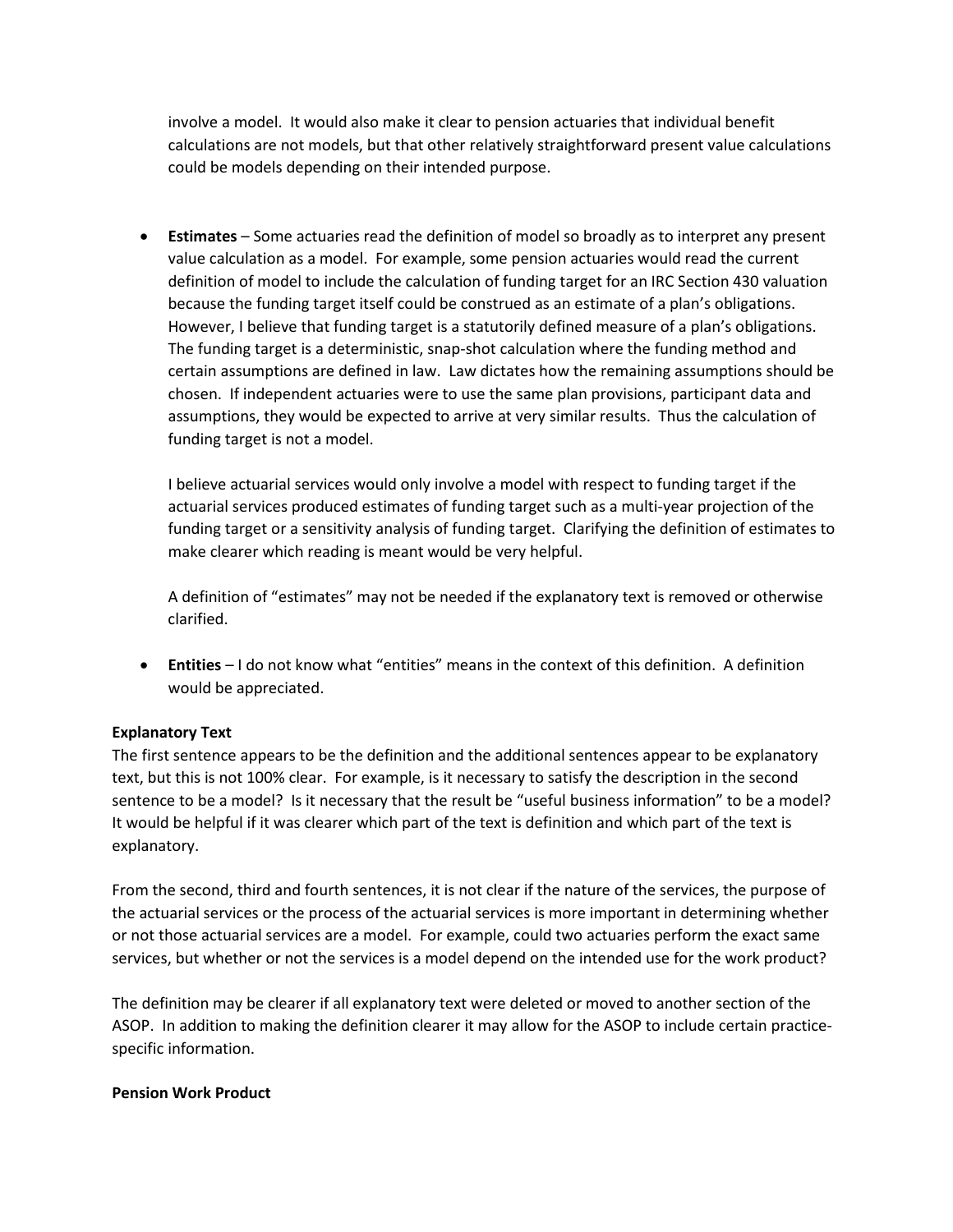involve a model. It would also make it clear to pension actuaries that individual benefit calculations are not models, but that other relatively straightforward present value calculations could be models depending on their intended purpose.

- **Estimates** – Some actuaries read the definition of model so broadly as to interpret any present value calculation as a model. For example, some pension actuaries would read the current definition of model to include the calculation of funding target for an IRC Section 430 valuation because the funding target itself could be construed as an estimate of a plan's obligations. However, I believe that funding target is a statutorily defined measure of a plan's obligations. The funding target is a deterministic, snap-shot calculation where the funding method and certain assumptions are defined in law. Law dictates how the remaining assumptions should be chosen. If independent actuaries were to use the same plan provisions, participant data and assumptions, they would be expected to arrive at very similar results. Thus the calculation of funding target is not a model.

  I believe actuarial services would only involve a model with respect to funding target if the actuarial services produced estimates of funding target such as a multi-year projection of the funding target or a sensitivity analysis of funding target. Clarifying the definition of estimates to make clearer which reading is meant would be very helpful.

  A definition of "estimates" may not be needed if the explanatory text is removed or otherwise clarified.

- **Entities** – I do not know what "entities" means in the context of this definition. A definition would be appreciated.

**Explanatory Text**

The first sentence appears to be the definition and the additional sentences appear to be explanatory text, but this is not 100% clear. For example, is it necessary to satisfy the description in the second sentence to be a model? Is it necessary that the result be "useful business information" to be a model? It would be helpful if it was clearer which part of the text is definition and which part of the text is explanatory.

From the second, third and fourth sentences, it is not clear if the nature of the services, the purpose of the actuarial services or the process of the actuarial services is more important in determining whether or not those actuarial services are a model. For example, could two actuaries perform the exact same services, but whether or not the services is a model depend on the intended use for the work product?

The definition may be clearer if all explanatory text were deleted or moved to another section of the ASOP. In addition to making the definition clearer it may allow for the ASOP to include certain practice-specific information.

**Pension Work Product**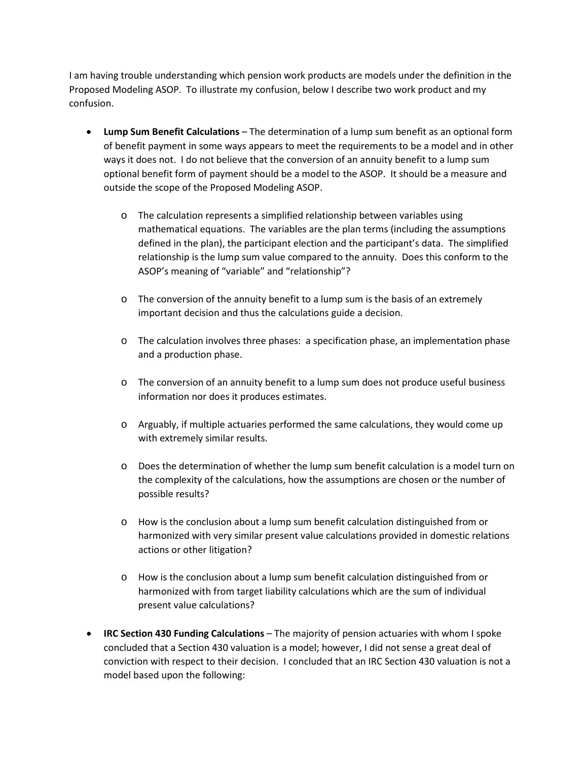I am having trouble understanding which pension work products are models under the definition in the Proposed Modeling ASOP. To illustrate my confusion, below I describe two work product and my confusion.

- **Lump Sum Benefit Calculations** – The determination of a lump sum benefit as an optional form of benefit payment in some ways appears to meet the requirements to be a model and in other ways it does not. I do not believe that the conversion of an annuity benefit to a lump sum optional benefit form of payment should be a model to the ASOP. It should be a measure and outside the scope of the Proposed Modeling ASOP.

    - The calculation represents a simplified relationship between variables using mathematical equations. The variables are the plan terms (including the assumptions defined in the plan), the participant election and the participant's data. The simplified relationship is the lump sum value compared to the annuity. Does this conform to the ASOP's meaning of "variable" and "relationship"?

    - The conversion of the annuity benefit to a lump sum is the basis of an extremely important decision and thus the calculations guide a decision.

    - The calculation involves three phases: a specification phase, an implementation phase and a production phase.

    - The conversion of an annuity benefit to a lump sum does not produce useful business information nor does it produces estimates.

    - Arguably, if multiple actuaries performed the same calculations, they would come up with extremely similar results.

    - Does the determination of whether the lump sum benefit calculation is a model turn on the complexity of the calculations, how the assumptions are chosen or the number of possible results?

    - How is the conclusion about a lump sum benefit calculation distinguished from or harmonized with very similar present value calculations provided in domestic relations actions or other litigation?

    - How is the conclusion about a lump sum benefit calculation distinguished from or harmonized with from target liability calculations which are the sum of individual present value calculations?

- **IRC Section 430 Funding Calculations** – The majority of pension actuaries with whom I spoke concluded that a Section 430 valuation is a model; however, I did not sense a great deal of conviction with respect to their decision. I concluded that an IRC Section 430 valuation is not a model based upon the following: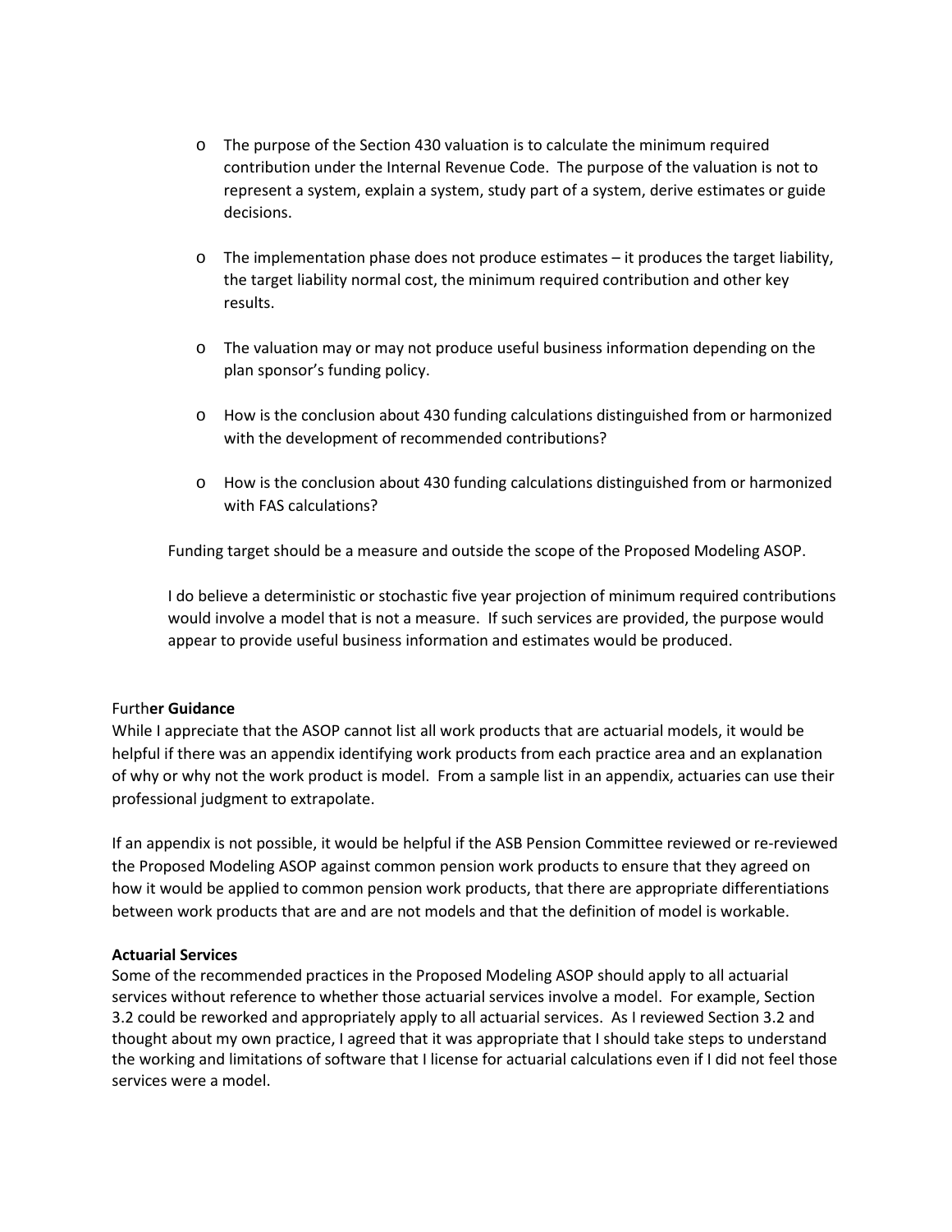- The purpose of the Section 430 valuation is to calculate the minimum required contribution under the Internal Revenue Code. The purpose of the valuation is not to represent a system, explain a system, study part of a system, derive estimates or guide decisions.

- The implementation phase does not produce estimates – it produces the target liability, the target liability normal cost, the minimum required contribution and other key results.

- The valuation may or may not produce useful business information depending on the plan sponsor's funding policy.

- How is the conclusion about 430 funding calculations distinguished from or harmonized with the development of recommended contributions?

- How is the conclusion about 430 funding calculations distinguished from or harmonized with FAS calculations?

Funding target should be a measure and outside the scope of the Proposed Modeling ASOP.

I do believe a deterministic or stochastic five year projection of minimum required contributions would involve a model that is not a measure. If such services are provided, the purpose would appear to provide useful business information and estimates would be produced.

**Further Guidance**

While I appreciate that the ASOP cannot list all work products that are actuarial models, it would be helpful if there was an appendix identifying work products from each practice area and an explanation of why or why not the work product is model. From a sample list in an appendix, actuaries can use their professional judgment to extrapolate.

If an appendix is not possible, it would be helpful if the ASB Pension Committee reviewed or re-reviewed the Proposed Modeling ASOP against common pension work products to ensure that they agreed on how it would be applied to common pension work products, that there are appropriate differentiations between work products that are and are not models and that the definition of model is workable.

**Actuarial Services**

Some of the recommended practices in the Proposed Modeling ASOP should apply to all actuarial services without reference to whether those actuarial services involve a model. For example, Section 3.2 could be reworked and appropriately apply to all actuarial services. As I reviewed Section 3.2 and thought about my own practice, I agreed that it was appropriate that I should take steps to understand the working and limitations of software that I license for actuarial calculations even if I did not feel those services were a model.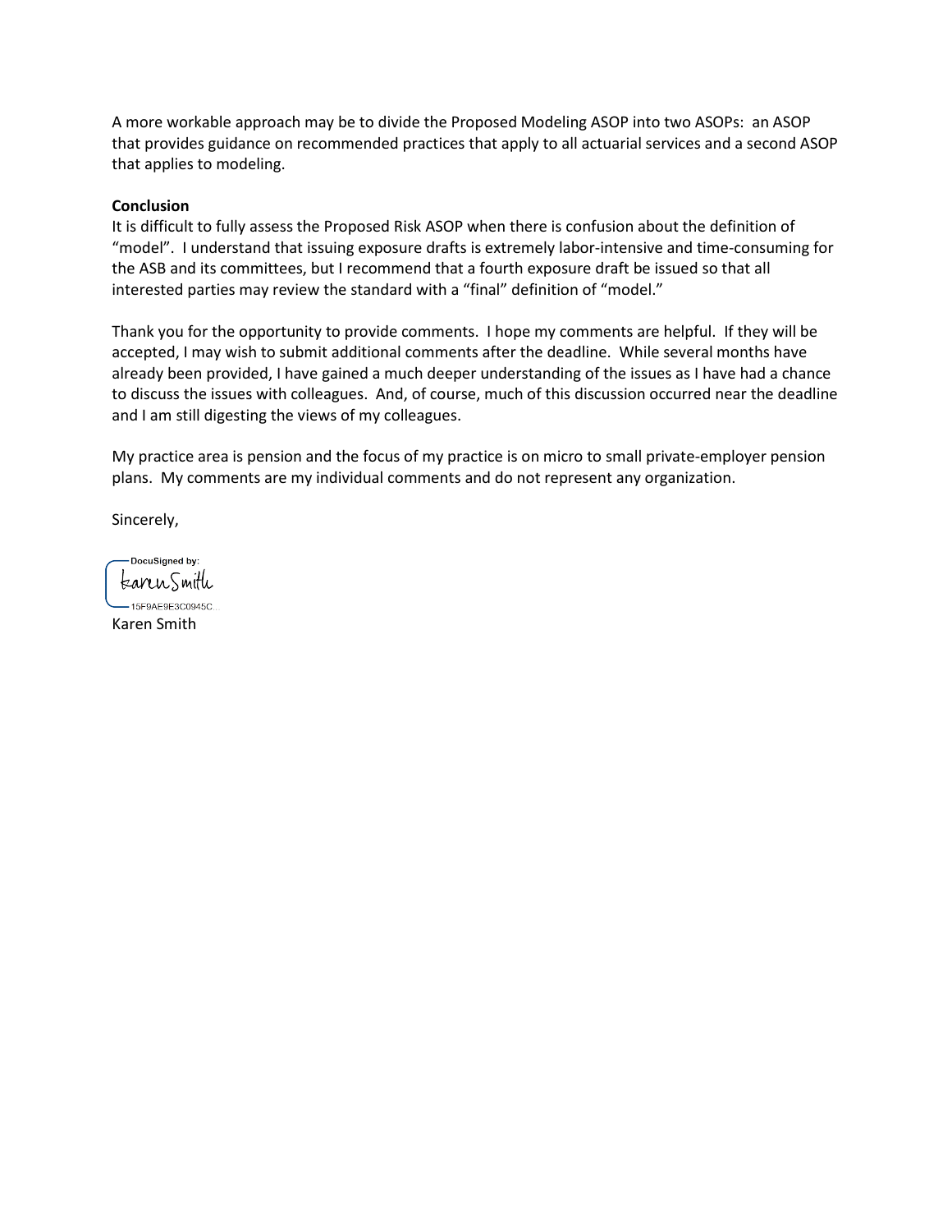A more workable approach may be to divide the Proposed Modeling ASOP into two ASOPs: an ASOP that provides guidance on recommended practices that apply to all actuarial services and a second ASOP that applies to modeling.

**Conclusion**

It is difficult to fully assess the Proposed Risk ASOP when there is confusion about the definition of "model". I understand that issuing exposure drafts is extremely labor-intensive and time-consuming for the ASB and its committees, but I recommend that a fourth exposure draft be issued so that all interested parties may review the standard with a "final" definition of "model."

Thank you for the opportunity to provide comments. I hope my comments are helpful. If they will be accepted, I may wish to submit additional comments after the deadline. While several months have already been provided, I have gained a much deeper understanding of the issues as I have had a chance to discuss the issues with colleagues. And, of course, much of this discussion occurred near the deadline and I am still digesting the views of my colleagues.

My practice area is pension and the focus of my practice is on micro to small private-employer pension plans. My comments are my individual comments and do not represent any organization.

Sincerely,

DocuSigned by:
Karen Smith
15F9AE9E3C0945C...

Karen Smith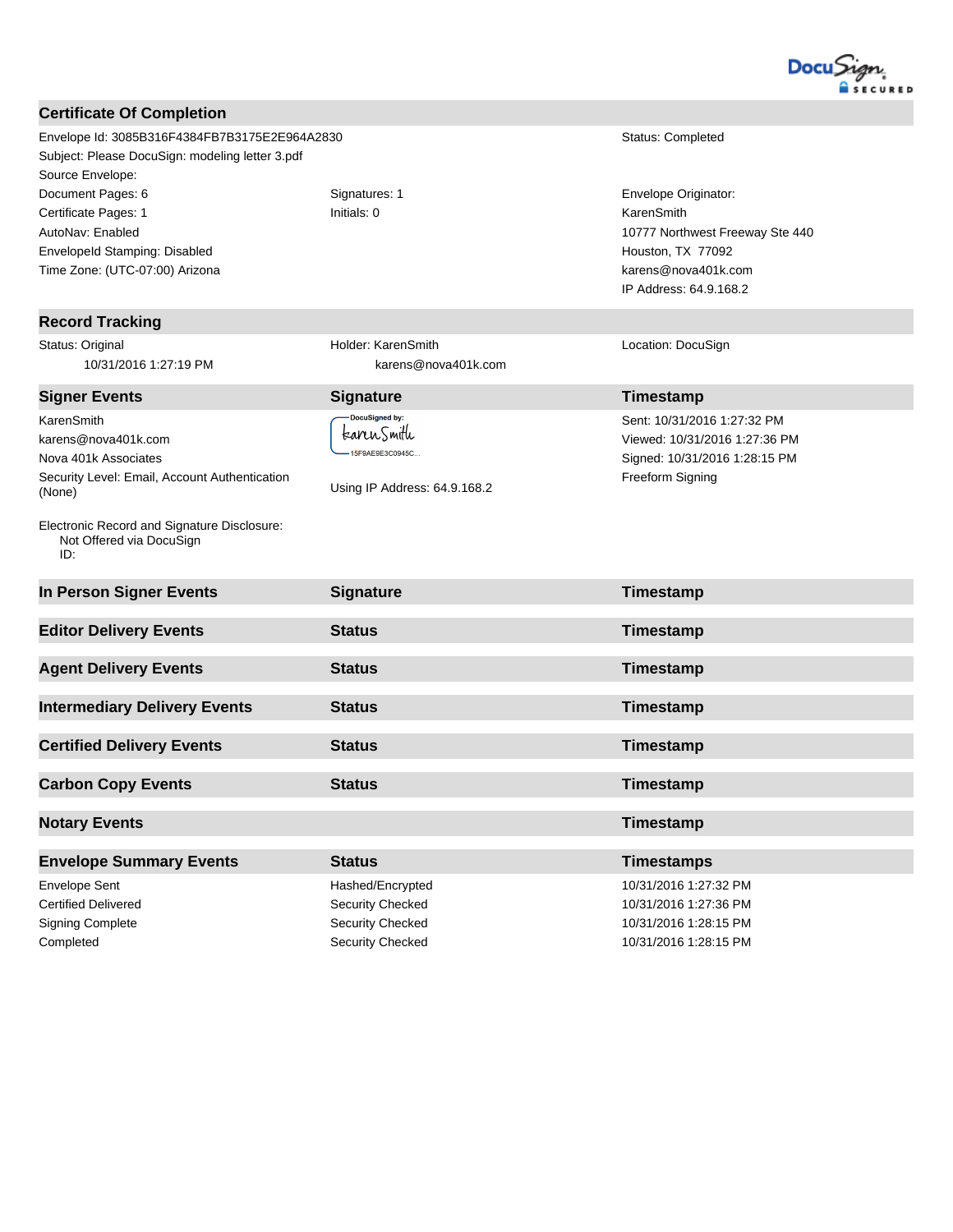DocuSign SECURED

## Certificate Of Completion

| | | |
|---|---|---|
| Envelope Id: 3085B316F4384FB7B3175E2E964A2830 | | Status: Completed |
| Subject: Please DocuSign: modeling letter 3.pdf | | |
| Source Envelope: | | |
| Document Pages: 6 | Signatures: 1 | Envelope Originator: |
| Certificate Pages: 1 | Initials: 0 | KarenSmith |
| AutoNav: Enabled | | 10777 Northwest Freeway Ste 440 |
| EnvelopeId Stamping: Disabled | | Houston, TX 77092 |
| Time Zone: (UTC-07:00) Arizona | | karens@nova401k.com |
| | | IP Address: 64.9.168.2 |

## Record Tracking

| | | |
|---|---|---|
| Status: Original<br>10/31/2016 1:27:19 PM | Holder: KarenSmith<br>karens@nova401k.com | Location: DocuSign |

| Signer Events | Signature | Timestamp |
|---|---|---|
| KarenSmith<br>karens@nova401k.com<br>Nova 401k Associates<br>Security Level: Email, Account Authentication (None)<br><br>Electronic Record and Signature Disclosure:<br>Not Offered via DocuSign ID: | DocuSigned by:<br>KarenSmith<br>15F9AE9E3C0945C...<br><br>Using IP Address: 64.9.168.2 | Sent: 10/31/2016 1:27:32 PM<br>Viewed: 10/31/2016 1:27:36 PM<br>Signed: 10/31/2016 1:28:15 PM<br>Freeform Signing |

| In Person Signer Events | Signature | Timestamp |
|---|---|---|

| Editor Delivery Events | Status | Timestamp |
|---|---|---|

| Agent Delivery Events | Status | Timestamp |
|---|---|---|

| Intermediary Delivery Events | Status | Timestamp |
|---|---|---|

| Certified Delivery Events | Status | Timestamp |
|---|---|---|

| Carbon Copy Events | Status | Timestamp |
|---|---|---|

| Notary Events | | Timestamp |
|---|---|---|

| Envelope Summary Events | Status | Timestamps |
|---|---|---|
| Envelope Sent | Hashed/Encrypted | 10/31/2016 1:27:32 PM |
| Certified Delivered | Security Checked | 10/31/2016 1:27:36 PM |
| Signing Complete | Security Checked | 10/31/2016 1:28:15 PM |
| Completed | Security Checked | 10/31/2016 1:28:15 PM |